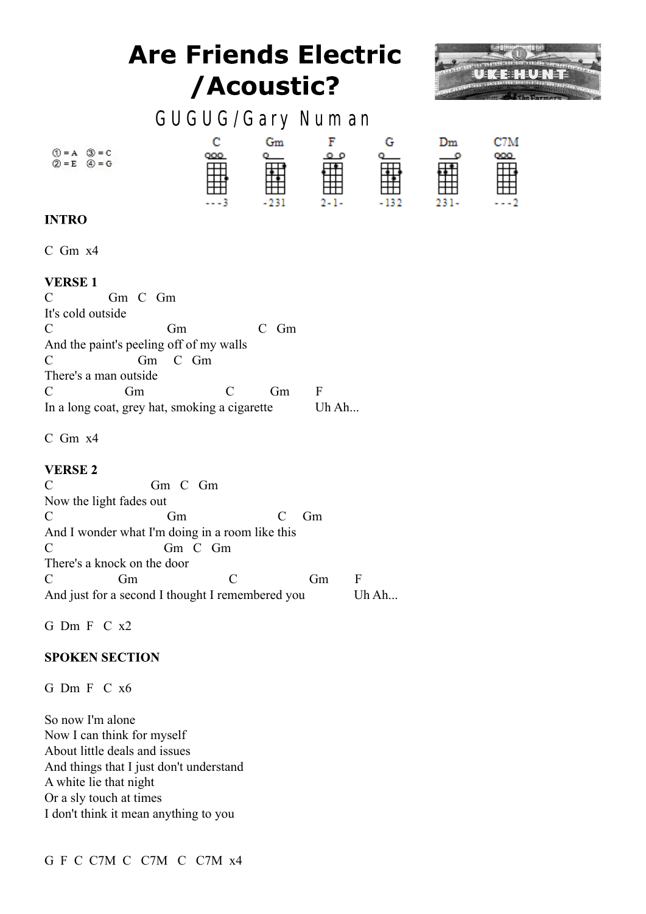# Are Friends Electric /Acoustic?

GUGUG/Gary Numan

① = A ③ = C
② = E ④ = G

C Gm F G Dm C7M

---3 -231 2-1- -132 231- ---2

**INTRO**

C Gm x4

**VERSE 1**

```
C           Gm   C   Gm
It's cold outside
C                        Gm                  C   Gm
And the paint's peeling off of my walls
C                  Gm    C   Gm
There's a man outside
C               Gm                  C         Gm       F
In a long coat, grey hat, smoking a cigarette          Uh Ah...
```

C Gm x4

**VERSE 2**

```
C                    Gm   C   Gm
Now the light fades out
C                        Gm                     C     Gm
And I wonder what I'm doing in a room like this
C                         Gm   C   Gm
There's a knock on the door
C              Gm                    C                Gm       F
And just for a second I thought I remembered you            Uh Ah...
```

G Dm F C x2

**SPOKEN SECTION**

G Dm F C x6

So now I'm alone
Now I can think for myself
About little deals and issues
And things that I just don't understand
A white lie that night
Or a sly touch at times
I don't think it mean anything to you

G F C C7M C C7M C C7M x4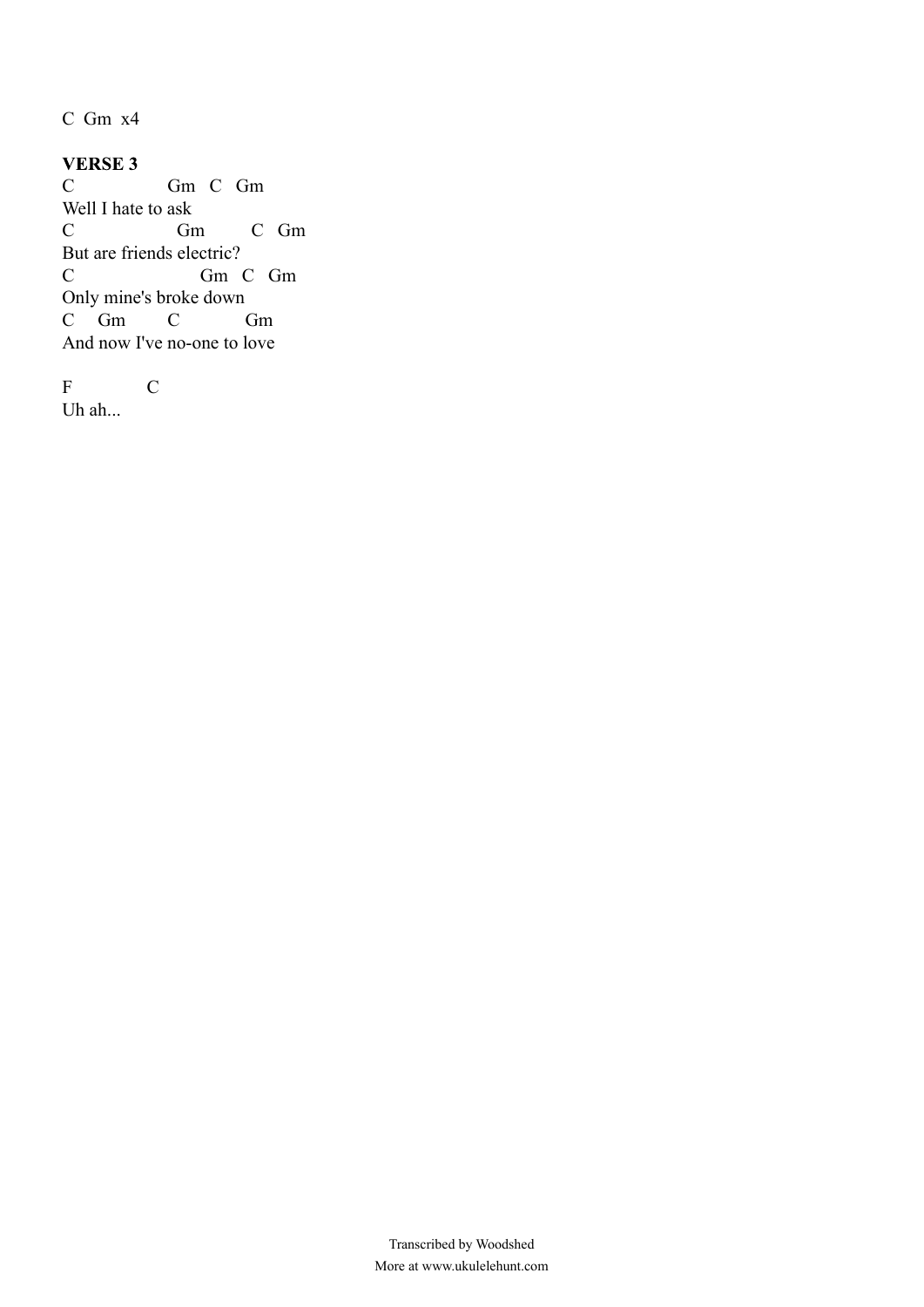```
C  Gm  x4
```

**VERSE 3**

```
C                Gm   C   Gm
Well I hate to ask
C                 Gm        C   Gm
But are friends electric?
C                     Gm  C   Gm
Only mine's broke down
C    Gm       C           Gm
And now I've no-one to love

F             C
Uh ah...
```

Transcribed by Woodshed
More at www.ukulelehunt.com